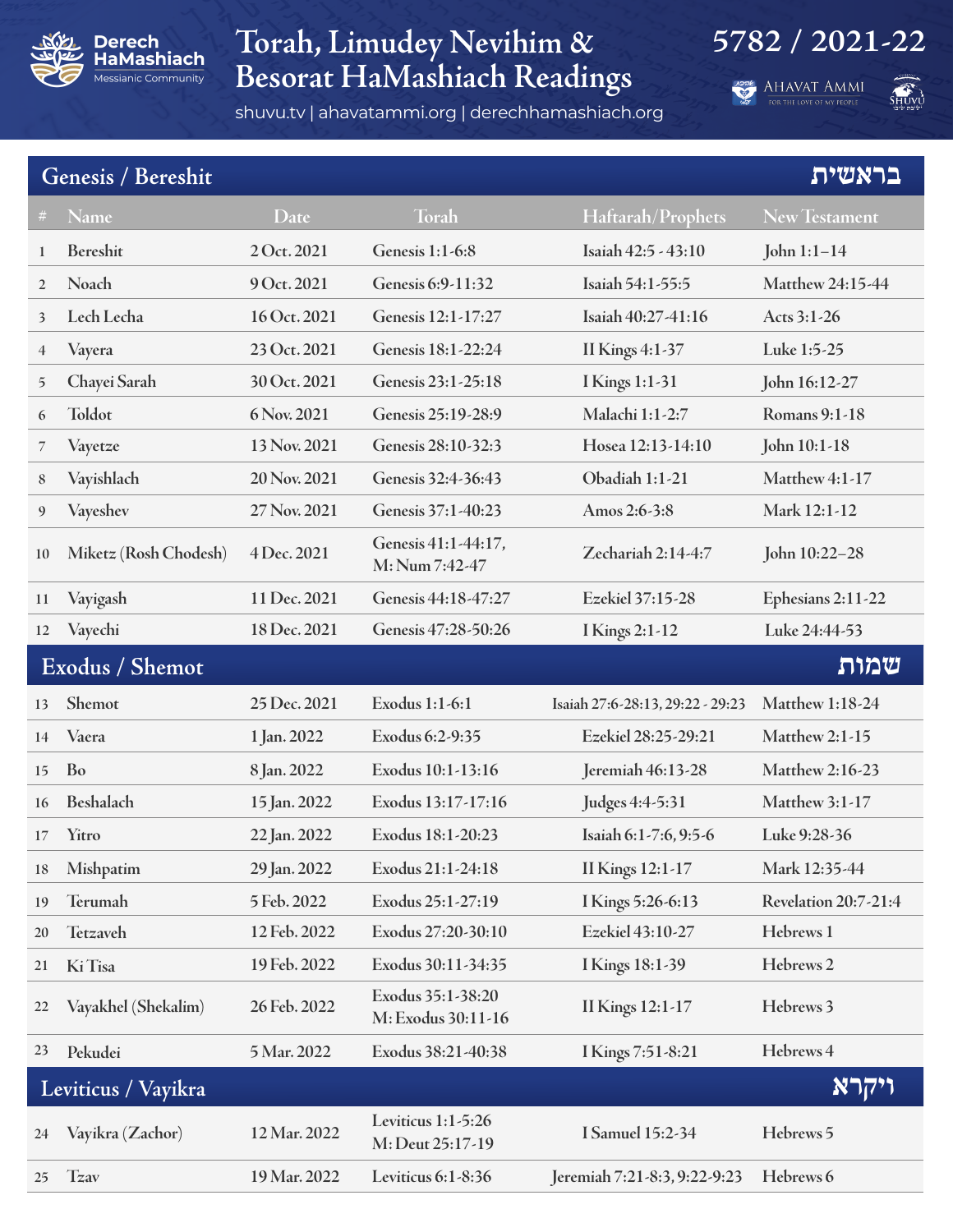Derech HaMashiach Messianic Community

# Torah, Limudey Nevihim & Besorat HaMashiach Readings

## 5782 / 2021-22

shuvu.tv | ahavatammi.org | derechhamashiach.org

AHAVAT AMMI FOR THE LOVE OF MY PEOPLE

SHUVU

## Genesis / Bereshit בראשית

| # | Name | Date | Torah | Haftarah/Prophets | New Testament |
|---|---|---|---|---|---|
| 1 | Bereshit | 2 Oct. 2021 | Genesis 1:1-6:8 | Isaiah 42:5 - 43:10 | John 1:1–14 |
| 2 | Noach | 9 Oct. 2021 | Genesis 6:9-11:32 | Isaiah 54:1-55:5 | Matthew 24:15-44 |
| 3 | Lech Lecha | 16 Oct. 2021 | Genesis 12:1-17:27 | Isaiah 40:27-41:16 | Acts 3:1-26 |
| 4 | Vayera | 23 Oct. 2021 | Genesis 18:1-22:24 | II Kings 4:1-37 | Luke 1:5-25 |
| 5 | Chayei Sarah | 30 Oct. 2021 | Genesis 23:1-25:18 | I Kings 1:1-31 | John 16:12-27 |
| 6 | Toldot | 6 Nov. 2021 | Genesis 25:19-28:9 | Malachi 1:1-2:7 | Romans 9:1-18 |
| 7 | Vayetze | 13 Nov. 2021 | Genesis 28:10-32:3 | Hosea 12:13-14:10 | John 10:1-18 |
| 8 | Vayishlach | 20 Nov. 2021 | Genesis 32:4-36:43 | Obadiah 1:1-21 | Matthew 4:1-17 |
| 9 | Vayeshev | 27 Nov. 2021 | Genesis 37:1-40:23 | Amos 2:6-3:8 | Mark 12:1-12 |
| 10 | Miketz (Rosh Chodesh) | 4 Dec. 2021 | Genesis 41:1-44:17, M: Num 7:42-47 | Zechariah 2:14-4:7 | John 10:22–28 |
| 11 | Vayigash | 11 Dec. 2021 | Genesis 44:18-47:27 | Ezekiel 37:15-28 | Ephesians 2:11-22 |
| 12 | Vayechi | 18 Dec. 2021 | Genesis 47:28-50:26 | I Kings 2:1-12 | Luke 24:44-53 |

## Exodus / Shemot שמות

| # | Name | Date | Torah | Haftarah/Prophets | New Testament |
|---|---|---|---|---|---|
| 13 | Shemot | 25 Dec. 2021 | Exodus 1:1-6:1 | Isaiah 27:6-28:13, 29:22 - 29:23 | Matthew 1:18-24 |
| 14 | Vaera | 1 Jan. 2022 | Exodus 6:2-9:35 | Ezekiel 28:25-29:21 | Matthew 2:1-15 |
| 15 | Bo | 8 Jan. 2022 | Exodus 10:1-13:16 | Jeremiah 46:13-28 | Matthew 2:16-23 |
| 16 | Beshalach | 15 Jan. 2022 | Exodus 13:17-17:16 | Judges 4:4-5:31 | Matthew 3:1-17 |
| 17 | Yitro | 22 Jan. 2022 | Exodus 18:1-20:23 | Isaiah 6:1-7:6, 9:5-6 | Luke 9:28-36 |
| 18 | Mishpatim | 29 Jan. 2022 | Exodus 21:1-24:18 | II Kings 12:1-17 | Mark 12:35-44 |
| 19 | Terumah | 5 Feb. 2022 | Exodus 25:1-27:19 | I Kings 5:26-6:13 | Revelation 20:7-21:4 |
| 20 | Tetzaveh | 12 Feb. 2022 | Exodus 27:20-30:10 | Ezekiel 43:10-27 | Hebrews 1 |
| 21 | Ki Tisa | 19 Feb. 2022 | Exodus 30:11-34:35 | I Kings 18:1-39 | Hebrews 2 |
| 22 | Vayakhel (Shekalim) | 26 Feb. 2022 | Exodus 35:1-38:20 M: Exodus 30:11-16 | II Kings 12:1-17 | Hebrews 3 |
| 23 | Pekudei | 5 Mar. 2022 | Exodus 38:21-40:38 | I Kings 7:51-8:21 | Hebrews 4 |

## Leviticus / Vayikra ויקרא

| # | Name | Date | Torah | Haftarah/Prophets | New Testament |
|---|---|---|---|---|---|
| 24 | Vayikra (Zachor) | 12 Mar. 2022 | Leviticus 1:1-5:26 M: Deut 25:17-19 | I Samuel 15:2-34 | Hebrews 5 |
| 25 | Tzav | 19 Mar. 2022 | Leviticus 6:1-8:36 | Jeremiah 7:21-8:3, 9:22-9:23 | Hebrews 6 |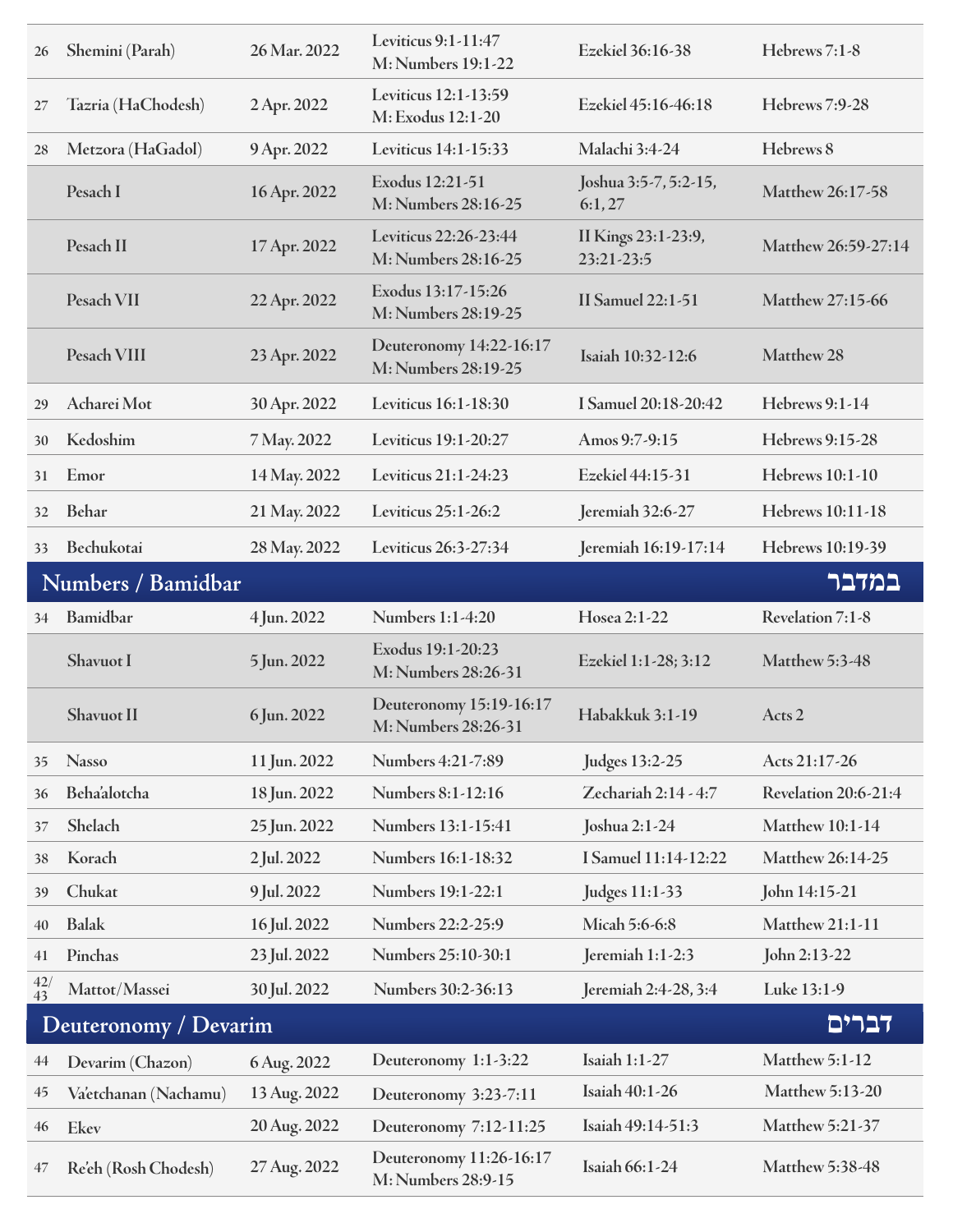| | | | | | |
|---|---|---|---|---|---|
| 26 | Shemini (Parah) | 26 Mar. 2022 | Leviticus 9:1-11:47<br>M: Numbers 19:1-22 | Ezekiel 36:16-38 | Hebrews 7:1-8 |
| 27 | Tazria (HaChodesh) | 2 Apr. 2022 | Leviticus 12:1-13:59<br>M: Exodus 12:1-20 | Ezekiel 45:16-46:18 | Hebrews 7:9-28 |
| 28 | Metzora (HaGadol) | 9 Apr. 2022 | Leviticus 14:1-15:33 | Malachi 3:4-24 | Hebrews 8 |
| | Pesach I | 16 Apr. 2022 | Exodus 12:21-51<br>M: Numbers 28:16-25 | Joshua 3:5-7, 5:2-15, 6:1, 27 | Matthew 26:17-58 |
| | Pesach II | 17 Apr. 2022 | Leviticus 22:26-23:44<br>M: Numbers 28:16-25 | II Kings 23:1-23:9, 23:21-23:5 | Matthew 26:59-27:14 |
| | Pesach VII | 22 Apr. 2022 | Exodus 13:17-15:26<br>M: Numbers 28:19-25 | II Samuel 22:1-51 | Matthew 27:15-66 |
| | Pesach VIII | 23 Apr. 2022 | Deuteronomy 14:22-16:17<br>M: Numbers 28:19-25 | Isaiah 10:32-12:6 | Matthew 28 |
| 29 | Acharei Mot | 30 Apr. 2022 | Leviticus 16:1-18:30 | I Samuel 20:18-20:42 | Hebrews 9:1-14 |
| 30 | Kedoshim | 7 May. 2022 | Leviticus 19:1-20:27 | Amos 9:7-9:15 | Hebrews 9:15-28 |
| 31 | Emor | 14 May. 2022 | Leviticus 21:1-24:23 | Ezekiel 44:15-31 | Hebrews 10:1-10 |
| 32 | Behar | 21 May. 2022 | Leviticus 25:1-26:2 | Jeremiah 32:6-27 | Hebrews 10:11-18 |
| 33 | Bechukotai | 28 May. 2022 | Leviticus 26:3-27:34 | Jeremiah 16:19-17:14 | Hebrews 10:19-39 |
| **Numbers / Bamidbar** | | | | | **במדבר** |
| 34 | Bamidbar | 4 Jun. 2022 | Numbers 1:1-4:20 | Hosea 2:1-22 | Revelation 7:1-8 |
| | Shavuot I | 5 Jun. 2022 | Exodus 19:1-20:23<br>M: Numbers 28:26-31 | Ezekiel 1:1-28; 3:12 | Matthew 5:3-48 |
| | Shavuot II | 6 Jun. 2022 | Deuteronomy 15:19-16:17<br>M: Numbers 28:26-31 | Habakkuk 3:1-19 | Acts 2 |
| 35 | Nasso | 11 Jun. 2022 | Numbers 4:21-7:89 | Judges 13:2-25 | Acts 21:17-26 |
| 36 | Beha'alotcha | 18 Jun. 2022 | Numbers 8:1-12:16 | Zechariah 2:14 - 4:7 | Revelation 20:6-21:4 |
| 37 | Shelach | 25 Jun. 2022 | Numbers 13:1-15:41 | Joshua 2:1-24 | Matthew 10:1-14 |
| 38 | Korach | 2 Jul. 2022 | Numbers 16:1-18:32 | I Samuel 11:14-12:22 | Matthew 26:14-25 |
| 39 | Chukat | 9 Jul. 2022 | Numbers 19:1-22:1 | Judges 11:1-33 | John 14:15-21 |
| 40 | Balak | 16 Jul. 2022 | Numbers 22:2-25:9 | Micah 5:6-6:8 | Matthew 21:1-11 |
| 41 | Pinchas | 23 Jul. 2022 | Numbers 25:10-30:1 | Jeremiah 1:1-2:3 | John 2:13-22 |
| 42/43 | Mattot/Massei | 30 Jul. 2022 | Numbers 30:2-36:13 | Jeremiah 2:4-28, 3:4 | Luke 13:1-9 |
| **Deuteronomy / Devarim** | | | | | **דברים** |
| 44 | Devarim (Chazon) | 6 Aug. 2022 | Deuteronomy 1:1-3:22 | Isaiah 1:1-27 | Matthew 5:1-12 |
| 45 | Va'etchanan (Nachamu) | 13 Aug. 2022 | Deuteronomy 3:23-7:11 | Isaiah 40:1-26 | Matthew 5:13-20 |
| 46 | Ekev | 20 Aug. 2022 | Deuteronomy 7:12-11:25 | Isaiah 49:14-51:3 | Matthew 5:21-37 |
| 47 | Re'eh (Rosh Chodesh) | 27 Aug. 2022 | Deuteronomy 11:26-16:17<br>M: Numbers 28:9-15 | Isaiah 66:1-24 | Matthew 5:38-48 |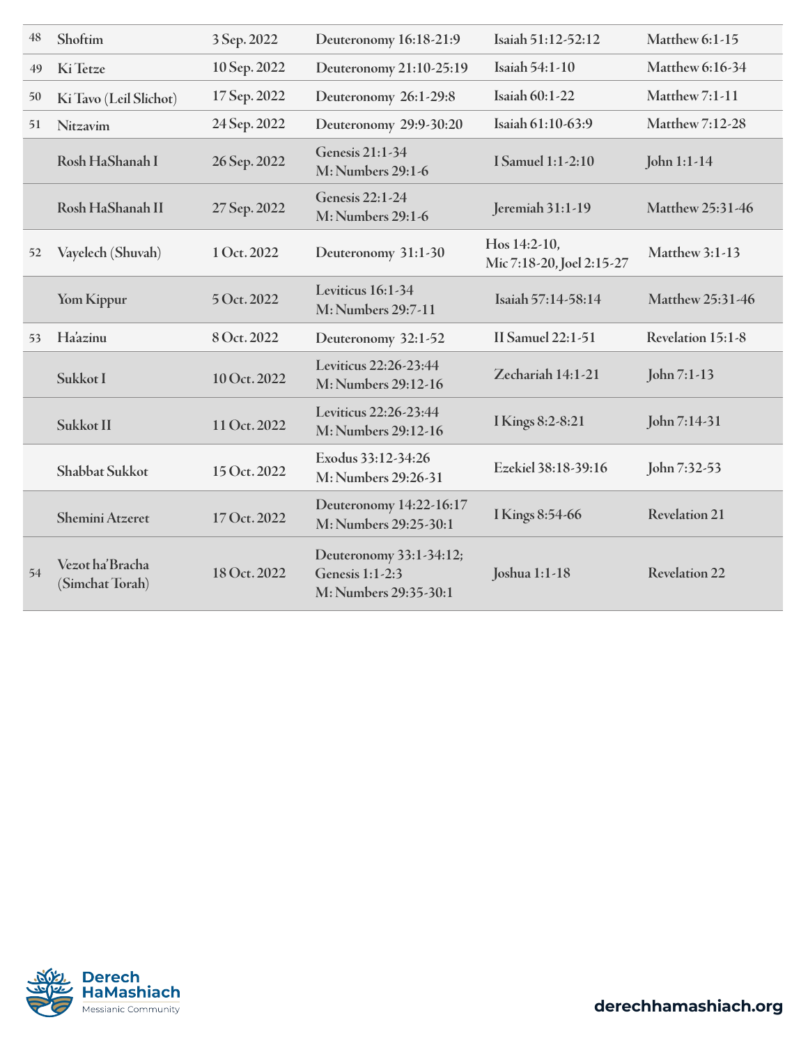| | | | | | |
|---|---|---|---|---|---|
| 48 | Shoftim | 3 Sep. 2022 | Deuteronomy 16:18-21:9 | Isaiah 51:12-52:12 | Matthew 6:1-15 |
| 49 | Ki Tetze | 10 Sep. 2022 | Deuteronomy 21:10-25:19 | Isaiah 54:1-10 | Matthew 6:16-34 |
| 50 | Ki Tavo (Leil Slichot) | 17 Sep. 2022 | Deuteronomy 26:1-29:8 | Isaiah 60:1-22 | Matthew 7:1-11 |
| 51 | Nitzavim | 24 Sep. 2022 | Deuteronomy 29:9-30:20 | Isaiah 61:10-63:9 | Matthew 7:12-28 |
| | Rosh HaShanah I | 26 Sep. 2022 | Genesis 21:1-34<br>M: Numbers 29:1-6 | I Samuel 1:1-2:10 | John 1:1-14 |
| | Rosh HaShanah II | 27 Sep. 2022 | Genesis 22:1-24<br>M: Numbers 29:1-6 | Jeremiah 31:1-19 | Matthew 25:31-46 |
| 52 | Vayelech (Shuvah) | 1 Oct. 2022 | Deuteronomy 31:1-30 | Hos 14:2-10,<br>Mic 7:18-20, Joel 2:15-27 | Matthew 3:1-13 |
| | Yom Kippur | 5 Oct. 2022 | Leviticus 16:1-34<br>M: Numbers 29:7-11 | Isaiah 57:14-58:14 | Matthew 25:31-46 |
| 53 | Ha'azinu | 8 Oct. 2022 | Deuteronomy 32:1-52 | II Samuel 22:1-51 | Revelation 15:1-8 |
| | Sukkot I | 10 Oct. 2022 | Leviticus 22:26-23:44<br>M: Numbers 29:12-16 | Zechariah 14:1-21 | John 7:1-13 |
| | Sukkot II | 11 Oct. 2022 | Leviticus 22:26-23:44<br>M: Numbers 29:12-16 | I Kings 8:2-8:21 | John 7:14-31 |
| | Shabbat Sukkot | 15 Oct. 2022 | Exodus 33:12-34:26<br>M: Numbers 29:26-31 | Ezekiel 38:18-39:16 | John 7:32-53 |
| | Shemini Atzeret | 17 Oct. 2022 | Deuteronomy 14:22-16:17<br>M: Numbers 29:25-30:1 | I Kings 8:54-66 | Revelation 21 |
| 54 | Vezot ha'Bracha (Simchat Torah) | 18 Oct. 2022 | Deuteronomy 33:1-34:12;<br>Genesis 1:1-2:3<br>M: Numbers 29:35-30:1 | Joshua 1:1-18 | Revelation 22 |

Derech HaMashiach
Messianic Community

derechhamashiach.org